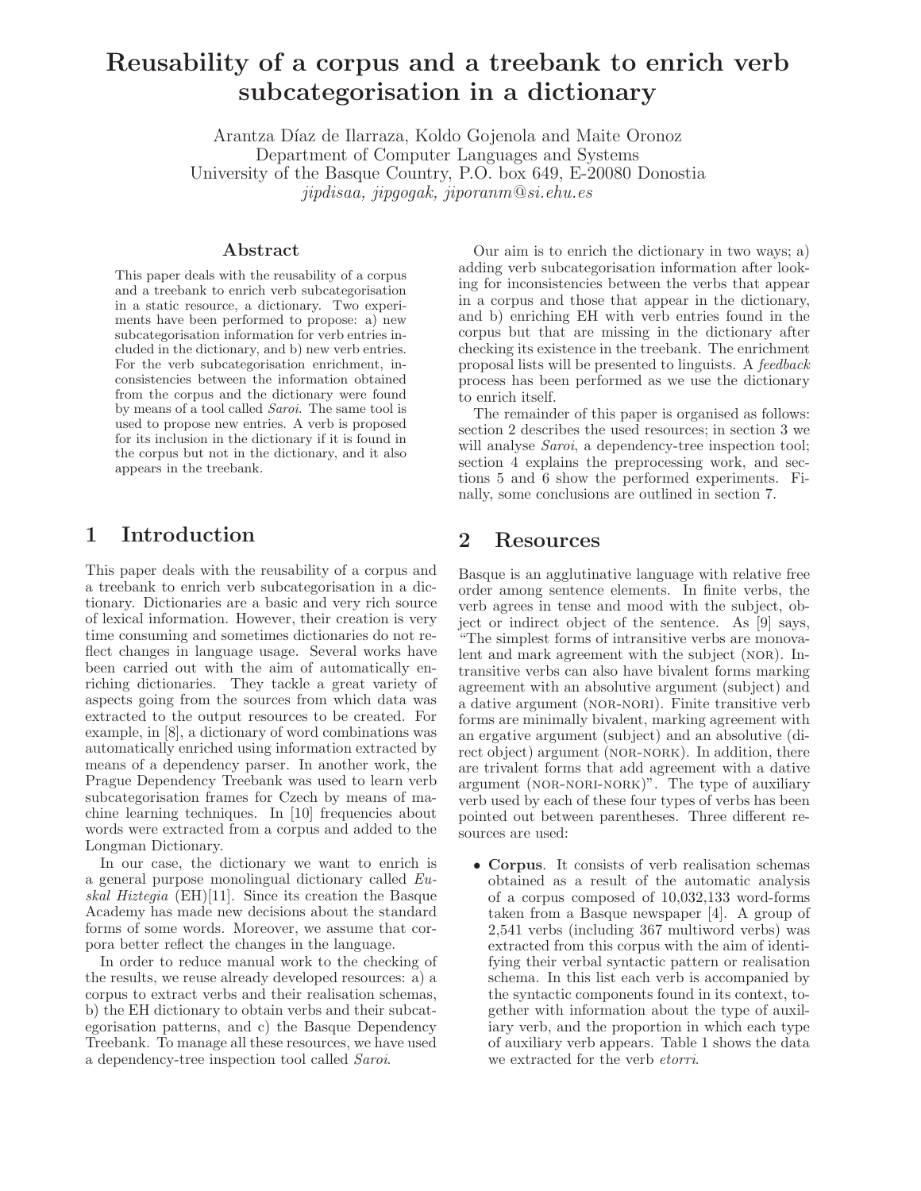# Reusability of a corpus and a treebank to enrich verb subcategorisation in a dictionary

Arantza Díaz de Ilarraza, Koldo Gojenola and Maite Oronoz
Department of Computer Languages and Systems
University of the Basque Country, P.O. box 649, E-20080 Donostia
*jipdisaa, jipgogak, jiporanm@si.ehu.es*

### Abstract

This paper deals with the reusability of a corpus and a treebank to enrich verb subcategorisation in a static resource, a dictionary. Two experiments have been performed to propose: a) new subcategorisation information for verb entries included in the dictionary, and b) new verb entries. For the verb subcategorisation enrichment, inconsistencies between the information obtained from the corpus and the dictionary were found by means of a tool called *Saroi*. The same tool is used to propose new entries. A verb is proposed for its inclusion in the dictionary if it is found in the corpus but not in the dictionary, and it also appears in the treebank.

## 1 Introduction

This paper deals with the reusability of a corpus and a treebank to enrich verb subcategorisation in a dictionary. Dictionaries are a basic and very rich source of lexical information. However, their creation is very time consuming and sometimes dictionaries do not reflect changes in language usage. Several works have been carried out with the aim of automatically enriching dictionaries. They tackle a great variety of aspects going from the sources from which data was extracted to the output resources to be created. For example, in [8], a dictionary of word combinations was automatically enriched using information extracted by means of a dependency parser. In another work, the Prague Dependency Treebank was used to learn verb subcategorisation frames for Czech by means of machine learning techniques. In [10] frequencies about words were extracted from a corpus and added to the Longman Dictionary.

In our case, the dictionary we want to enrich is a general purpose monolingual dictionary called *Euskal Hiztegia* (EH)[11]. Since its creation the Basque Academy has made new decisions about the standard forms of some words. Moreover, we assume that corpora better reflect the changes in the language.

In order to reduce manual work to the checking of the results, we reuse already developed resources: a) a corpus to extract verbs and their realisation schemas, b) the EH dictionary to obtain verbs and their subcategorisation patterns, and c) the Basque Dependency Treebank. To manage all these resources, we have used a dependency-tree inspection tool called *Saroi*.

Our aim is to enrich the dictionary in two ways; a) adding verb subcategorisation information after looking for inconsistencies between the verbs that appear in a corpus and those that appear in the dictionary, and b) enriching EH with verb entries found in the corpus but that are missing in the dictionary after checking its existence in the treebank. The enrichment proposal lists will be presented to linguists. A *feedback* process has been performed as we use the dictionary to enrich itself.

The remainder of this paper is organised as follows: section 2 describes the used resources; in section 3 we will analyse *Saroi*, a dependency-tree inspection tool; section 4 explains the preprocessing work, and sections 5 and 6 show the performed experiments. Finally, some conclusions are outlined in section 7.

## 2 Resources

Basque is an agglutinative language with relative free order among sentence elements. In finite verbs, the verb agrees in tense and mood with the subject, object or indirect object of the sentence. As [9] says, "The simplest forms of intransitive verbs are monovalent and mark agreement with the subject (NOR). Intransitive verbs can also have bivalent forms marking agreement with an absolutive argument (subject) and a dative argument (NOR-NORI). Finite transitive verb forms are minimally bivalent, marking agreement with an ergative argument (subject) and an absolutive (direct object) argument (NOR-NORK). In addition, there are trivalent forms that add agreement with a dative argument (NOR-NORI-NORK)". The type of auxiliary verb used by each of these four types of verbs has been pointed out between parentheses. Three different resources are used:

- **Corpus**. It consists of verb realisation schemas obtained as a result of the automatic analysis of a corpus composed of 10,032,133 word-forms taken from a Basque newspaper [4]. A group of 2,541 verbs (including 367 multiword verbs) was extracted from this corpus with the aim of identifying their verbal syntactic pattern or realisation schema. In this list each verb is accompanied by the syntactic components found in its context, together with information about the type of auxiliary verb, and the proportion in which each type of auxiliary verb appears. Table 1 shows the data we extracted for the verb *etorri*.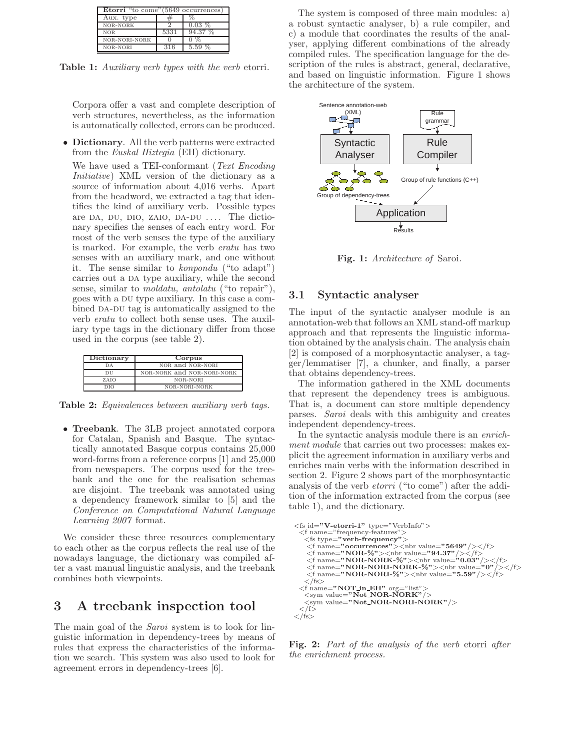| **Etorri** "to come" (5649 occurrences) | | |
|---|---|---|
| Aux. type | # | % |
| NOR-NORK | 2 | 0.03 % |
| NOR | 5331 | 94.37 % |
| NOR-NORI-NORK | 0 | 0 % |
| NOR-NORI | 316 | 5.59 % |

**Table 1:** *Auxiliary verb types with the verb* etorri.

Corpora offer a vast and complete description of verb structures, nevertheless, as the information is automatically collected, errors can be produced.

- **Dictionary**. All the verb patterns were extracted from the *Euskal Hiztegia* (EH) dictionary.

  We have used a TEI-conformant (*Text Encoding Initiative*) XML version of the dictionary as a source of information about 4,016 verbs. Apart from the headword, we extracted a tag that identifies the kind of auxiliary verb. Possible types are DA, DU, DIO, ZAIO, DA-DU .... The dictionary specifies the senses of each entry word. For most of the verb senses the type of the auxiliary is marked. For example, the verb *eratu* has two senses with an auxiliary mark, and one without it. The sense similar to *konpondu* ("to adapt") carries out a DA type auxiliary, while the second sense, similar to *moldatu, antolatu* ("to repair"), goes with a DU type auxiliary. In this case a combined DA-DU tag is automatically assigned to the verb *eratu* to collect both sense uses. The auxiliary type tags in the dictionary differ from those used in the corpus (see table 2).

| Dictionary | Corpus |
|---|---|
| DA | NOR and NOR-NORI |
| DU | NOR-NORK and NOR-NORI-NORK |
| ZAIO | NOR-NORI |
| DIO | NOR-NORI-NORK |

**Table 2:** *Equivalences between auxiliary verb tags.*

- **Treebank**. The 3LB project annotated corpora for Catalan, Spanish and Basque. The syntactically annotated Basque corpus contains 25,000 word-forms from a reference corpus [1] and 25,000 from newspapers. The corpus used for the treebank and the one for the realisation schemas are disjoint. The treebank was annotated using a dependency framework similar to [5] and the *Conference on Computational Natural Language Learning 2007* format.

We consider these three resources complementary to each other as the corpus reflects the real use of the nowadays language, the dictionary was compiled after a vast manual linguistic analysis, and the treebank combines both viewpoints.

# 3 A treebank inspection tool

The main goal of the *Saroi* system is to look for linguistic information in dependency-trees by means of rules that express the characteristics of the information we search. This system was also used to look for agreement errors in dependency-trees [6].

The system is composed of three main modules: a) a robust syntactic analyser, b) a rule compiler, and c) a module that coordinates the results of the analyser, applying different combinations of the already compiled rules. The specification language for the description of the rules is abstract, general, declarative, and based on linguistic information. Figure 1 shows the architecture of the system.

**Fig. 1:** *Architecture of* Saroi.

## 3.1 Syntactic analyser

The input of the syntactic analyser module is an annotation-web that follows an XML stand-off markup approach and that represents the linguistic information obtained by the analysis chain. The analysis chain [2] is composed of a morphosyntactic analyser, a tagger/lemmatiser [7], a chunker, and finally, a parser that obtains dependency-trees.

The information gathered in the XML documents that represent the dependency trees is ambiguous. That is, a document can store multiple dependency parses. *Saroi* deals with this ambiguity and creates independent dependency-trees.

In the syntactic analysis module there is an *enrichment module* that carries out two processes: makes explicit the agreement information in auxiliary verbs and enriches main verbs with the information described in section 2. Figure 2 shows part of the morphosyntactic analysis of the verb *etorri* ("to come") after the addition of the information extracted from the corpus (see table 1), and the dictionary.

```
<fs id="V-etorri-1" type="VerbInfo">
  <f name="frequency-features">
    <fs type="verb-frequency">
      <f name="occurrences"><nbr value="5649"/></f>
      <f name="NOR-%"><nbr value="94.37"/></f>
      <f name="NOR-NORK-%"><nbr value="0.03"/></f>
      <f name="NOR-NORI-NORK-%"><nbr value="0"/></f>
      <f name="NOR-NORI-%"><nbr value="5.59"/></f>
    </fs>
  <f name="NOT_in_EH" org="list">
    <sym value="Not_NOR-NORK"/>
    <sym value="Not_NOR-NORI-NORK"/>
  </f>
</fs>
```

**Fig. 2:** *Part of the analysis of the verb* etorri *after the enrichment process.*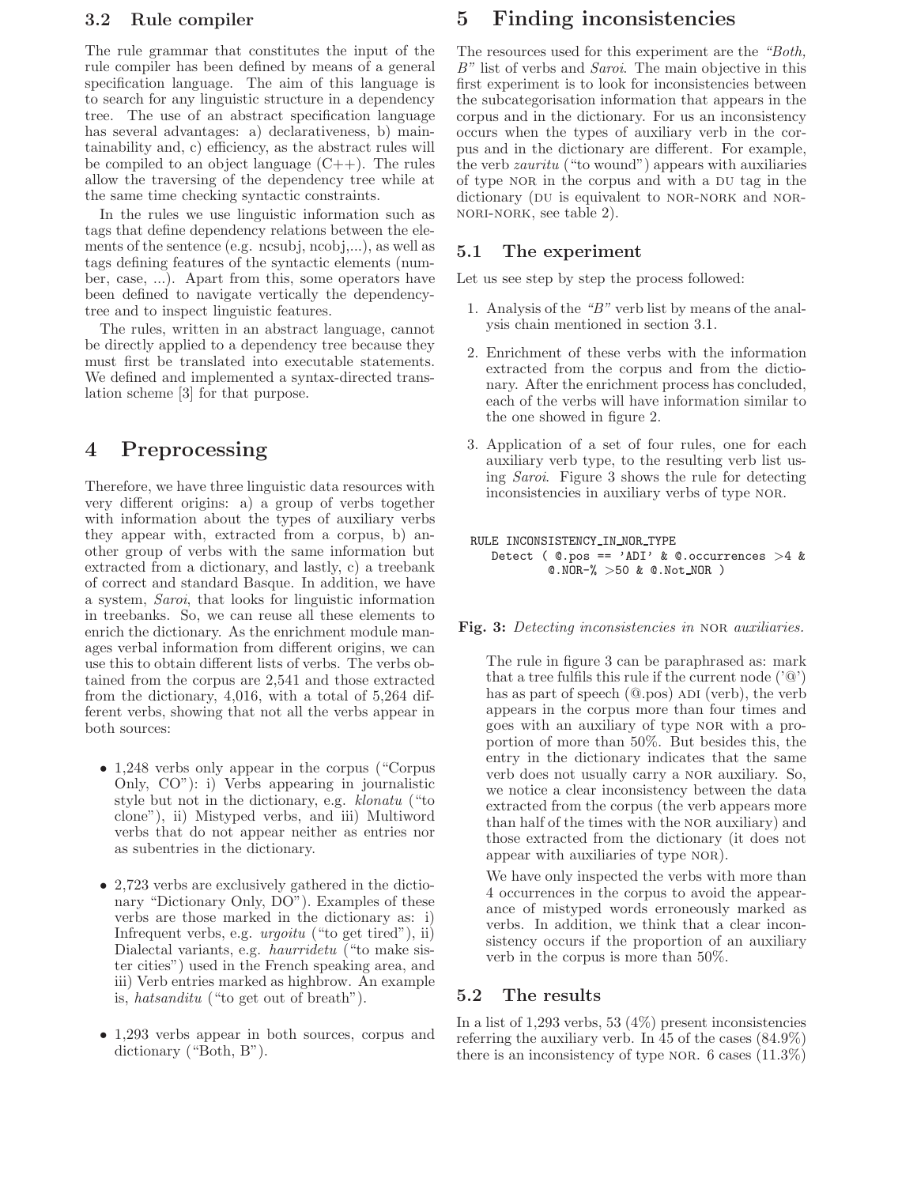### 3.2 Rule compiler

The rule grammar that constitutes the input of the rule compiler has been defined by means of a general specification language. The aim of this language is to search for any linguistic structure in a dependency tree. The use of an abstract specification language has several advantages: a) declarativeness, b) maintainability and, c) efficiency, as the abstract rules will be compiled to an object language (C++). The rules allow the traversing of the dependency tree while at the same time checking syntactic constraints.

In the rules we use linguistic information such as tags that define dependency relations between the elements of the sentence (e.g. ncsubj, ncobj,...), as well as tags defining features of the syntactic elements (number, case, ...). Apart from this, some operators have been defined to navigate vertically the dependency-tree and to inspect linguistic features.

The rules, written in an abstract language, cannot be directly applied to a dependency tree because they must first be translated into executable statements. We defined and implemented a syntax-directed translation scheme [3] for that purpose.

## 4 Preprocessing

Therefore, we have three linguistic data resources with very different origins: a) a group of verbs together with information about the types of auxiliary verbs they appear with, extracted from a corpus, b) another group of verbs with the same information but extracted from a dictionary, and lastly, c) a treebank of correct and standard Basque. In addition, we have a system, *Saroi*, that looks for linguistic information in treebanks. So, we can reuse all these elements to enrich the dictionary. As the enrichment module manages verbal information from different origins, we can use this to obtain different lists of verbs. The verbs obtained from the corpus are 2,541 and those extracted from the dictionary, 4,016, with a total of 5,264 different verbs, showing that not all the verbs appear in both sources:

- 1,248 verbs only appear in the corpus (“Corpus Only, CO”): i) Verbs appearing in journalistic style but not in the dictionary, e.g. *klonatu* (“to clone”), ii) Mistyped verbs, and iii) Multiword verbs that do not appear neither as entries nor as subentries in the dictionary.

- 2,723 verbs are exclusively gathered in the dictionary “Dictionary Only, DO”). Examples of these verbs are those marked in the dictionary as: i) Infrequent verbs, e.g. *urgoitu* (“to get tired”), ii) Dialectal variants, e.g. *haurridetu* (“to make sister cities”) used in the French speaking area, and iii) Verb entries marked as highbrow. An example is, *hatsanditu* (“to get out of breath”).

- 1,293 verbs appear in both sources, corpus and dictionary (“Both, B”).

## 5 Finding inconsistencies

The resources used for this experiment are the *“Both, B”* list of verbs and *Saroi*. The main objective in this first experiment is to look for inconsistencies between the subcategorisation information that appears in the corpus and in the dictionary. For us an inconsistency occurs when the types of auxiliary verb in the corpus and in the dictionary are different. For example, the verb *zauritu* (“to wound”) appears with auxiliaries of type NOR in the corpus and with a DU tag in the dictionary (DU is equivalent to NOR-NORK and NOR-NORI-NORK, see table 2).

### 5.1 The experiment

Let us see step by step the process followed:

1. Analysis of the *“B”* verb list by means of the analysis chain mentioned in section 3.1.

2. Enrichment of these verbs with the information extracted from the corpus and from the dictionary. After the enrichment process has concluded, each of the verbs will have information similar to the one showed in figure 2.

3. Application of a set of four rules, one for each auxiliary verb type, to the resulting verb list using *Saroi*. Figure 3 shows the rule for detecting inconsistencies in auxiliary verbs of type NOR.

```
RULE INCONSISTENCY_IN_NOR_TYPE
   Detect ( @.pos == 'ADI' & @.occurrences >4 &
          @.NOR-% >50 & @.Not_NOR )
```

**Fig. 3:** *Detecting inconsistencies in* NOR *auxiliaries.*

The rule in figure 3 can be paraphrased as: mark that a tree fulfils this rule if the current node ('@') has as part of speech (@.pos) ADI (verb), the verb appears in the corpus more than four times and goes with an auxiliary of type NOR with a proportion of more than 50%. But besides this, the entry in the dictionary indicates that the same verb does not usually carry a NOR auxiliary. So, we notice a clear inconsistency between the data extracted from the corpus (the verb appears more than half of the times with the NOR auxiliary) and those extracted from the dictionary (it does not appear with auxiliaries of type NOR).

We have only inspected the verbs with more than 4 occurrences in the corpus to avoid the appearance of mistyped words erroneously marked as verbs. In addition, we think that a clear inconsistency occurs if the proportion of an auxiliary verb in the corpus is more than 50%.

### 5.2 The results

In a list of 1,293 verbs, 53 (4%) present inconsistencies referring the auxiliary verb. In 45 of the cases (84.9%) there is an inconsistency of type NOR. 6 cases (11.3%)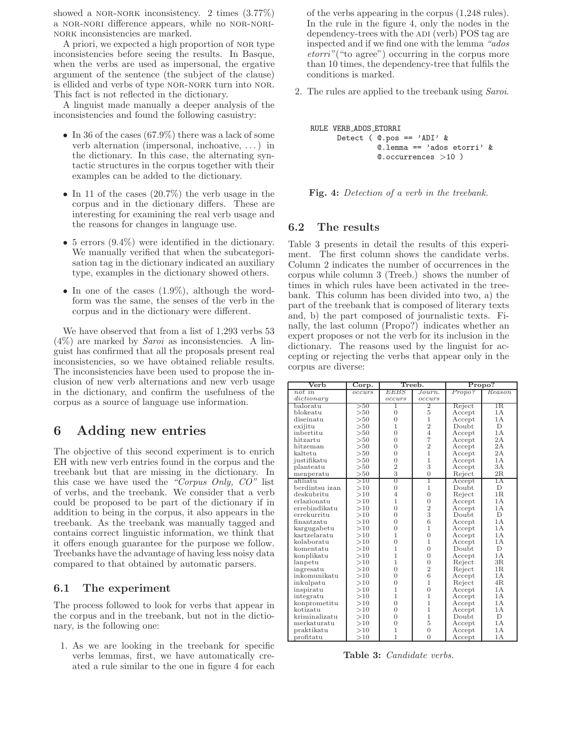showed a NOR-NORK inconsistency. 2 times (3.77%) a NOR-NORI difference appears, while no NOR-NORI-NORK inconsistencies are marked.

A priori, we expected a high proportion of NOR type inconsistencies before seeing the results. In Basque, when the verbs are used as impersonal, the ergative argument of the sentence (the subject of the clause) is ellided and verbs of type NOR-NORK turn into NOR. This fact is not reflected in the dictionary.

A linguist made manually a deeper analysis of the inconsistencies and found the following casuistry:

- In 36 of the cases (67.9%) there was a lack of some verb alternation (impersonal, inchoative, ...) in the dictionary. In this case, the alternating syntactic structures in the corpus together with their examples can be added to the dictionary.
- In 11 of the cases (20.7%) the verb usage in the corpus and in the dictionary differs. These are interesting for examining the real verb usage and the reasons for changes in language use.
- 5 errors (9.4%) were identified in the dictionary. We manually verified that when the subcategorisation tag in the dictionary indicated an auxiliary type, examples in the dictionary showed others.
- In one of the cases (1.9%), although the wordform was the same, the senses of the verb in the corpus and in the dictionary were different.

We have observed that from a list of 1,293 verbs 53 (4%) are marked by *Saroi* as inconsistencies. A linguist has confirmed that all the proposals present real inconsistencies, so we have obtained reliable results. The inconsistencies have been used to propose the inclusion of new verb alternations and new verb usage in the dictionary, and confirm the usefulness of the corpus as a source of language use information.

# 6 Adding new entries

The objective of this second experiment is to enrich EH with new verb entries found in the corpus and the treebank but that are missing in the dictionary. In this case we have used the *"Corpus Only, CO"* list of verbs, and the treebank. We consider that a verb could be proposed to be part of the dictionary if in addition to being in the corpus, it also appears in the treebank. As the treebank was manually tagged and contains correct linguistic information, we think that it offers enough guarantee for the purpose we follow. Treebanks have the advantage of having less noisy data compared to that obtained by automatic parsers.

## 6.1 The experiment

The process followed to look for verbs that appear in the corpus and in the treebank, but not in the dictionary, is the following one:

1. As we are looking in the treebank for specific verbs lemmas, first, we have automatically created a rule similar to the one in figure 4 for each of the verbs appearing in the corpus (1,248 rules). In the rule in the figure 4, only the nodes in the dependency-trees with the ADI (verb) POS tag are inspected and if we find one with the lemma *"ados etorri"* ("to agree") occurring in the corpus more than 10 times, the dependency-tree that fulfils the conditions is marked.
2. The rules are applied to the treebank using *Saroi*.

```
RULE VERB_ADOS_ETORRI
      Detect ( @.pos == 'ADI' &
               @.lemma == 'ados etorri' &
               @.occurrences >10 )
```

**Fig. 4:** *Detection of a verb in the treebank.*

## 6.2 The results

Table 3 presents in detail the results of this experiment. The first column shows the candidate verbs. Column 2 indicates the number of occurrences in the corpus while column 3 (Treeb.) shows the number of times in which rules have been activated in the treebank. This column has been divided into two, a) the part of the treebank that is composed of literary texts and, b) the part composed of journalistic texts. Finally, the last column (Propo?) indicates whether an expert proposes or not the verb for its inclusion in the dictionary. The reasons used by the linguist for accepting or rejecting the verbs that appear only in the corpus are diverse:

| Verb | Corp. | Treeb. | | Propo? | |
|---|---|---|---|---|---|
| *not in dictionary* | *occurs* | *EEBS occurs* | *Journ. occurs* | *Propo?* | *Reason* |
| baloratu | >50 | 1 | 2 | Reject | 1R |
| blokeatu | >50 | 0 | 5 | Accept | 1A |
| diseinatu | >50 | 0 | 1 | Accept | 1A |
| exijitu | >50 | 1 | 2 | Doubt | D |
| inbertitu | >50 | 0 | 4 | Accept | 1A |
| hitzartu | >50 | 0 | 7 | Accept | 2A |
| hitzeman | >50 | 0 | 2 | Accept | 2A |
| kaltetu | >50 | 0 | 1 | Accept | 2A |
| justifikatu | >50 | 0 | 1 | Accept | 1A |
| planteatu | >50 | 2 | 3 | Accept | 3A |
| menperatu | >50 | 3 | 0 | Reject | 2R |
| afiliatu | >10 | 0 | 1 | Accept | 1A |
| berdintsu izan | >10 | 0 | 1 | Doubt | D |
| deskubritu | >10 | 4 | 0 | Reject | 1R |
| erlazionatu | >10 | 1 | 0 | Accept | 1A |
| errebindikatu | >10 | 0 | 2 | Accept | 1A |
| errekurritu | >10 | 0 | 3 | Doubt | D |
| finantzatu | >10 | 0 | 6 | Accept | 1A |
| kargugabetu | >10 | 0 | 1 | Accept | 1A |
| kartzelaratu | >10 | 1 | 0 | Accept | 1A |
| kolaboratu | >10 | 0 | 1 | Accept | 1A |
| komentatu | >10 | 1 | 0 | Doubt | D |
| konplikatu | >10 | 1 | 0 | Accept | 1A |
| lanpetu | >10 | 1 | 0 | Reject | 3R |
| ingresatu | >10 | 0 | 2 | Reject | 1R |
| inkomunikatu | >10 | 0 | 6 | Accept | 1A |
| inkulpatu | >10 | 0 | 1 | Reject | 4R |
| inspiratu | >10 | 1 | 0 | Accept | 1A |
| integratu | >10 | 1 | 1 | Accept | 1A |
| konprometitu | >10 | 0 | 1 | Accept | 1A |
| kotizatu | >10 | 0 | 1 | Accept | 1A |
| kriminalizatu | >10 | 0 | 1 | Doubt | D |
| merkaturatu | >10 | 0 | 5 | Accept | 1A |
| praktikatu | >10 | 1 | 0 | Accept | 1A |
| profitatu | >10 | 1 | 0 | Accept | 1A |

**Table 3:** *Candidate verbs.*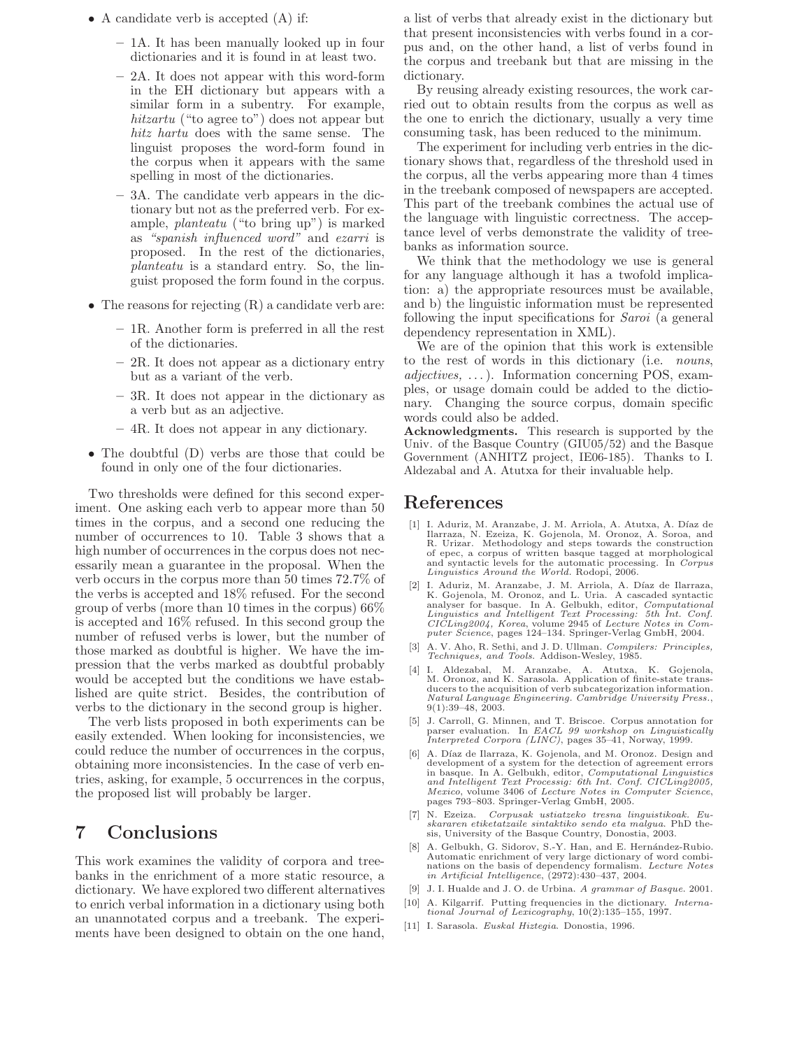- A candidate verb is accepted (A) if:
  - 1A. It has been manually looked up in four dictionaries and it is found in at least two.
  - 2A. It does not appear with this word-form in the EH dictionary but appears with a similar form in a subentry. For example, *hitzartu* ("to agree to") does not appear but *hitz hartu* does with the same sense. The linguist proposes the word-form found in the corpus when it appears with the same spelling in most of the dictionaries.
  - 3A. The candidate verb appears in the dictionary but not as the preferred verb. For example, *planteatu* ("to bring up") is marked as *"spanish influenced word"* and *ezarri* is proposed. In the rest of the dictionaries, *planteatu* is a standard entry. So, the linguist proposed the form found in the corpus.
- The reasons for rejecting (R) a candidate verb are:
  - 1R. Another form is preferred in all the rest of the dictionaries.
  - 2R. It does not appear as a dictionary entry but as a variant of the verb.
  - 3R. It does not appear in the dictionary as a verb but as an adjective.
  - 4R. It does not appear in any dictionary.
- The doubtful (D) verbs are those that could be found in only one of the four dictionaries.

Two thresholds were defined for this second experiment. One asking each verb to appear more than 50 times in the corpus, and a second one reducing the number of occurrences to 10. Table 3 shows that a high number of occurrences in the corpus does not necessarily mean a guarantee in the proposal. When the verb occurs in the corpus more than 50 times 72.7% of the verbs is accepted and 18% refused. For the second group of verbs (more than 10 times in the corpus) 66% is accepted and 16% refused. In this second group the number of refused verbs is lower, but the number of those marked as doubtful is higher. We have the impression that the verbs marked as doubtful probably would be accepted but the conditions we have established are quite strict. Besides, the contribution of verbs to the dictionary in the second group is higher.

The verb lists proposed in both experiments can be easily extended. When looking for inconsistencies, we could reduce the number of occurrences in the corpus, obtaining more inconsistencies. In the case of verb entries, asking, for example, 5 occurrences in the corpus, the proposed list will probably be larger.

# 7 Conclusions

This work examines the validity of corpora and treebanks in the enrichment of a more static resource, a dictionary. We have explored two different alternatives to enrich verbal information in a dictionary using both an unannotated corpus and a treebank. The experiments have been designed to obtain on the one hand, a list of verbs that already exist in the dictionary but that present inconsistencies with verbs found in a corpus and, on the other hand, a list of verbs found in the corpus and treebank but that are missing in the dictionary.

By reusing already existing resources, the work carried out to obtain results from the corpus as well as the one to enrich the dictionary, usually a very time consuming task, has been reduced to the minimum.

The experiment for including verb entries in the dictionary shows that, regardless of the threshold used in the corpus, all the verbs appearing more than 4 times in the treebank composed of newspapers are accepted. This part of the treebank combines the actual use of the language with linguistic correctness. The acceptance level of verbs demonstrate the validity of treebanks as information source.

We think that the methodology we use is general for any language although it has a twofold implication: a) the appropriate resources must be available, and b) the linguistic information must be represented following the input specifications for *Saroi* (a general dependency representation in XML).

We are of the opinion that this work is extensible to the rest of words in this dictionary (i.e. *nouns*, *adjectives, ...*). Information concerning POS, examples, or usage domain could be added to the dictionary. Changing the source corpus, domain specific words could also be added.

**Acknowledgments.** This research is supported by the Univ. of the Basque Country (GIU05/52) and the Basque Government (ANHITZ project, IE06-185). Thanks to I. Aldezabal and A. Atutxa for their invaluable help.

# References

[1] I. Aduriz, M. Aranzabe, J. M. Arriola, A. Atutxa, A. Díaz de Ilarraza, N. Ezeiza, K. Gojenola, M. Oronoz, A. Soroa, and R. Urizar. Methodology and steps towards the construction of epec, a corpus of written basque tagged at morphological and syntactic levels for the automatic processing. In *Corpus Linguistics Around the World*. Rodopi, 2006.

[2] I. Aduriz, M. Aranzabe, J. M. Arriola, A. Díaz de Ilarraza, K. Gojenola, M. Oronoz, and L. Uria. A cascaded syntactic analyser for basque. In A. Gelbukh, editor, *Computational Linguistics and Intelligent Text Processing: 5th Int. Conf. CICLing2004, Korea*, volume 2945 of *Lecture Notes in Computer Science*, pages 124–134. Springer-Verlag GmbH, 2004.

[3] A. V. Aho, R. Sethi, and J. D. Ullman. *Compilers: Principles, Techniques, and Tools*. Addison-Wesley, 1985.

[4] I. Aldezabal, M. Aranzabe, A. Atutxa, K. Gojenola, M. Oronoz, and K. Sarasola. Application of finite-state transducers to the acquisition of verb subcategorization information. *Natural Language Engineering. Cambridge University Press.*, 9(1):39–48, 2003.

[5] J. Carroll, G. Minnen, and T. Briscoe. Corpus annotation for parser evaluation. In *EACL 99 workshop on Linguistically Interpreted Corpora (LINC)*, pages 35–41, Norway, 1999.

[6] A. Díaz de Ilarraza, K. Gojenola, and M. Oronoz. Design and development of a system for the detection of agreement errors in basque. In A. Gelbukh, editor, *Computational Linguistics and Intelligent Text Processig: 6th Int. Conf. CICLing2005, Mexico*, volume 3406 of *Lecture Notes in Computer Science*, pages 793–803. Springer-Verlag GmbH, 2005.

[7] N. Ezeiza. *Corpusak ustiatzeko tresna linguistikoak. Euskararen etiketatzaile sintaktiko sendo eta malgua*. PhD thesis, University of the Basque Country, Donostia, 2003.

[8] A. Gelbukh, G. Sidorov, S.-Y. Han, and E. Hernández-Rubio. Automatic enrichment of very large dictionary of word combinations on the basis of dependency formalism. *Lecture Notes in Artificial Intelligence*, (2972):430–437, 2004.

[9] J. I. Hualde and J. O. de Urbina. *A grammar of Basque*. 2001.

[10] A. Kilgarrif. Putting frequencies in the dictionary. *International Journal of Lexicography*, 10(2):135–155, 1997.

[11] I. Sarasola. *Euskal Hiztegia*. Donostia, 1996.